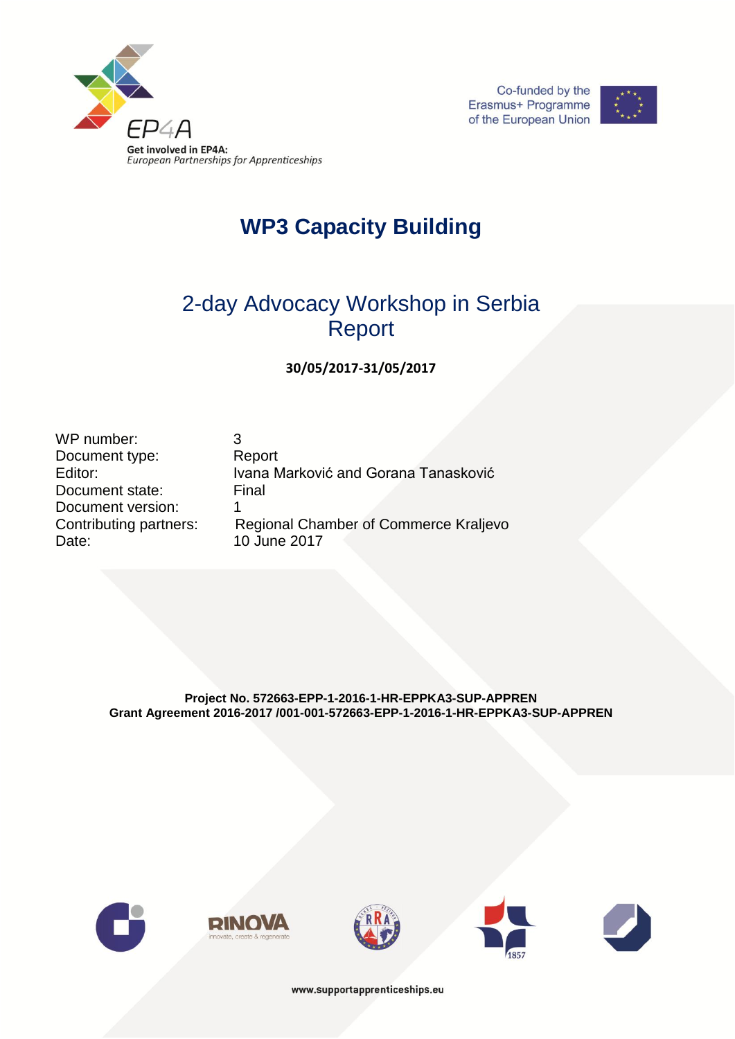EP4A

Get involved in EP4A:
*European Partnerships for Apprenticeships*

Co-funded by the Erasmus+ Programme of the European Union

# WP3 Capacity Building

## 2-day Advocacy Workshop in Serbia Report

**30/05/2017-31/05/2017**

| | |
|---|---|
| WP number: | 3 |
| Document type: | Report |
| Editor: | Ivana Marković and Gorana Tanasković |
| Document state: | Final |
| Document version: | 1 |
| Contributing partners: | Regional Chamber of Commerce Kraljevo |
| Date: | 10 June 2017 |

**Project No. 572663-EPP-1-2016-1-HR-EPPKA3-SUP-APPREN**
**Grant Agreement 2016-2017 /001-001-572663-EPP-1-2016-1-HR-EPPKA3-SUP-APPREN**

www.supportapprenticeships.eu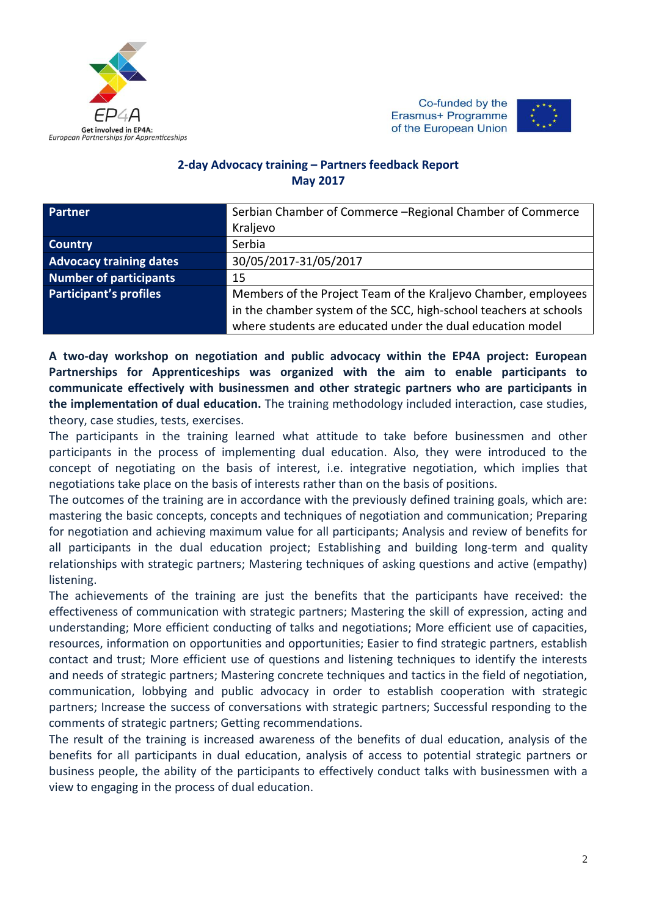**2-day Advocacy training – Partners feedback Report**
**May 2017**

| **Partner** | Serbian Chamber of Commerce –Regional Chamber of Commerce Kraljevo |
|---|---|
| **Country** | Serbia |
| **Advocacy training dates** | 30/05/2017-31/05/2017 |
| **Number of participants** | 15 |
| **Participant's profiles** | Members of the Project Team of the Kraljevo Chamber, employees in the chamber system of the SCC, high-school teachers at schools where students are educated under the dual education model |

**A two-day workshop on negotiation and public advocacy within the EP4A project: European Partnerships for Apprenticeships was organized with the aim to enable participants to communicate effectively with businessmen and other strategic partners who are participants in the implementation of dual education.** The training methodology included interaction, case studies, theory, case studies, tests, exercises.

The participants in the training learned what attitude to take before businessmen and other participants in the process of implementing dual education. Also, they were introduced to the concept of negotiating on the basis of interest, i.e. integrative negotiation, which implies that negotiations take place on the basis of interests rather than on the basis of positions.

The outcomes of the training are in accordance with the previously defined training goals, which are: mastering the basic concepts, concepts and techniques of negotiation and communication; Preparing for negotiation and achieving maximum value for all participants; Analysis and review of benefits for all participants in the dual education project; Establishing and building long-term and quality relationships with strategic partners; Mastering techniques of asking questions and active (empathy) listening.

The achievements of the training are just the benefits that the participants have received: the effectiveness of communication with strategic partners; Mastering the skill of expression, acting and understanding; More efficient conducting of talks and negotiations; More efficient use of capacities, resources, information on opportunities and opportunities; Easier to find strategic partners, establish contact and trust; More efficient use of questions and listening techniques to identify the interests and needs of strategic partners; Mastering concrete techniques and tactics in the field of negotiation, communication, lobbying and public advocacy in order to establish cooperation with strategic partners; Increase the success of conversations with strategic partners; Successful responding to the comments of strategic partners; Getting recommendations.

The result of the training is increased awareness of the benefits of dual education, analysis of the benefits for all participants in dual education, analysis of access to potential strategic partners or business people, the ability of the participants to effectively conduct talks with businessmen with a view to engaging in the process of dual education.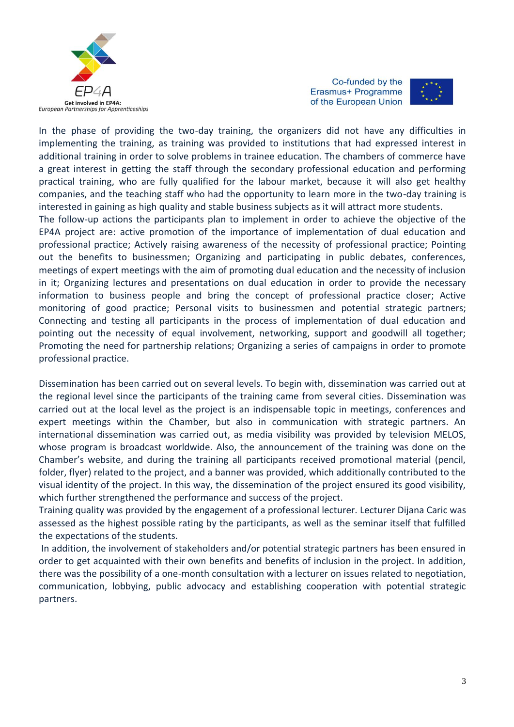In the phase of providing the two-day training, the organizers did not have any difficulties in implementing the training, as training was provided to institutions that had expressed interest in additional training in order to solve problems in trainee education. The chambers of commerce have a great interest in getting the staff through the secondary professional education and performing practical training, who are fully qualified for the labour market, because it will also get healthy companies, and the teaching staff who had the opportunity to learn more in the two-day training is interested in gaining as high quality and stable business subjects as it will attract more students.
The follow-up actions the participants plan to implement in order to achieve the objective of the EP4A project are: active promotion of the importance of implementation of dual education and professional practice; Actively raising awareness of the necessity of professional practice; Pointing out the benefits to businessmen; Organizing and participating in public debates, conferences, meetings of expert meetings with the aim of promoting dual education and the necessity of inclusion in it; Organizing lectures and presentations on dual education in order to provide the necessary information to business people and bring the concept of professional practice closer; Active monitoring of good practice; Personal visits to businessmen and potential strategic partners; Connecting and testing all participants in the process of implementation of dual education and pointing out the necessity of equal involvement, networking, support and goodwill all together; Promoting the need for partnership relations; Organizing a series of campaigns in order to promote professional practice.

Dissemination has been carried out on several levels. To begin with, dissemination was carried out at the regional level since the participants of the training came from several cities. Dissemination was carried out at the local level as the project is an indispensable topic in meetings, conferences and expert meetings within the Chamber, but also in communication with strategic partners. An international dissemination was carried out, as media visibility was provided by television MELOS, whose program is broadcast worldwide. Also, the announcement of the training was done on the Chamber's website, and during the training all participants received promotional material (pencil, folder, flyer) related to the project, and a banner was provided, which additionally contributed to the visual identity of the project. In this way, the dissemination of the project ensured its good visibility, which further strengthened the performance and success of the project.
Training quality was provided by the engagement of a professional lecturer. Lecturer Dijana Caric was assessed as the highest possible rating by the participants, as well as the seminar itself that fulfilled the expectations of the students.
In addition, the involvement of stakeholders and/or potential strategic partners has been ensured in order to get acquainted with their own benefits and benefits of inclusion in the project. In addition, there was the possibility of a one-month consultation with a lecturer on issues related to negotiation, communication, lobbying, public advocacy and establishing cooperation with potential strategic partners.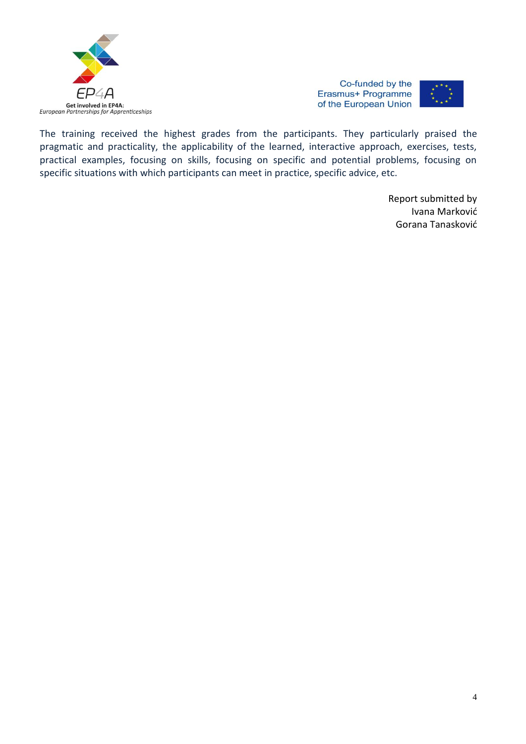The training received the highest grades from the participants. They particularly praised the pragmatic and practicality, the applicability of the learned, interactive approach, exercises, tests, practical examples, focusing on skills, focusing on specific and potential problems, focusing on specific situations with which participants can meet in practice, specific advice, etc.

Report submitted by
Ivana Marković
Gorana Tanasković